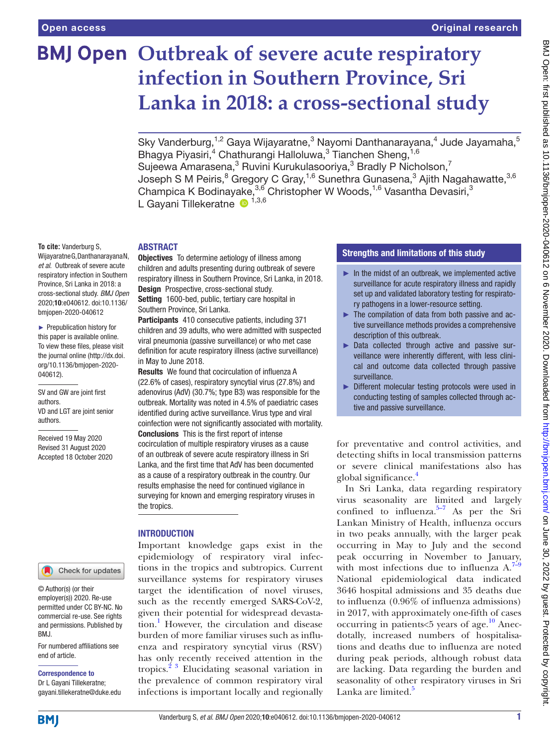# Outbreak of severe acute respiratory infection in Southern Province, Sri Lanka in 2018: a cross-sectional study

Sky Vanderburg,[1,2] Gaya Wijayaratne,[3] Nayomi Danthanarayana,[4] Jude Jayamaha,[5] Bhagya Piyasiri,[4] Chathurangi Halloluwa,[3] Tianchen Sheng,[1,6] Sujeewa Amarasena,[3] Ruvini Kurukulasooriya,[3] Bradly P Nicholson,[7] Joseph S M Peiris,[8] Gregory C Gray,[1,6] Sunethra Gunasena,[3] Ajith Nagahawatte,[3,6] Champica K Bodinayake,[3,6] Christopher W Woods,[1,6] Vasantha Devasiri,[3] L Gayani Tillekeratne [1,3,6]

**To cite:** Vanderburg S, Wijayaratne G, Danthanarayana N, *et al*. Outbreak of severe acute respiratory infection in Southern Province, Sri Lanka in 2018: a cross-sectional study. *BMJ Open* 2020;**10**:e040612. doi:10.1136/bmjopen-2020-040612

► Prepublication history for this paper is available online. To view these files, please visit the journal online (http://dx.doi.org/10.1136/bmjopen-2020-040612).

SV and GW are joint first authors.
VD and LGT are joint senior authors.

Received 19 May 2020
Revised 31 August 2020
Accepted 18 October 2020

© Author(s) (or their employer(s)) 2020. Re-use permitted under CC BY-NC. No commercial re-use. See rights and permissions. Published by BMJ.

For numbered affiliations see end of article.

**Correspondence to**
Dr L Gayani Tillekeratne; gayani.tillekeratne@duke.edu

## ABSTRACT

**Objectives** To determine aetiology of illness among children and adults presenting during outbreak of severe respiratory illness in Southern Province, Sri Lanka, in 2018.

**Design** Prospective, cross-sectional study.

**Setting** 1600-bed, public, tertiary care hospital in Southern Province, Sri Lanka.

**Participants** 410 consecutive patients, including 371 children and 39 adults, who were admitted with suspected viral pneumonia (passive surveillance) or who met case definition for acute respiratory illness (active surveillance) in May to June 2018.

**Results** We found that cocirculation of influenza A (22.6% of cases), respiratory syncytial virus (27.8%) and adenovirus (AdV) (30.7%; type B3) was responsible for the outbreak. Mortality was noted in 4.5% of paediatric cases identified during active surveillance. Virus type and viral coinfection were not significantly associated with mortality.

**Conclusions** This is the first report of intense cocirculation of multiple respiratory viruses as a cause of an outbreak of severe acute respiratory illness in Sri Lanka, and the first time that AdV has been documented as a cause of a respiratory outbreak in the country. Our results emphasise the need for continued vigilance in surveying for known and emerging respiratory viruses in the tropics.

## Strengths and limitations of this study

- ► In the midst of an outbreak, we implemented active surveillance for acute respiratory illness and rapidly set up and validated laboratory testing for respiratory pathogens in a lower-resource setting.
- ► The compilation of data from both passive and active surveillance methods provides a comprehensive description of this outbreak.
- ► Data collected through active and passive surveillance were inherently different, with less clinical and outcome data collected through passive surveillance.
- ► Different molecular testing protocols were used in conducting testing of samples collected through active and passive surveillance.

## INTRODUCTION

Important knowledge gaps exist in the epidemiology of respiratory viral infections in the tropics and subtropics. Current surveillance systems for respiratory viruses target the identification of novel viruses, such as the recently emerged SARS-CoV-2, given their potential for widespread devastation.[1] However, the circulation and disease burden of more familiar viruses such as influenza and respiratory syncytial virus (RSV) has only recently received attention in the tropics.[2 3] Elucidating seasonal variation in the prevalence of common respiratory viral infections is important locally and regionally for preventative and control activities, and detecting shifts in local transmission patterns or severe clinical manifestations also has global significance.[4]

In Sri Lanka, data regarding respiratory virus seasonality are limited and largely confined to influenza.[5–7] As per the Sri Lankan Ministry of Health, influenza occurs in two peaks annually, with the larger peak occurring in May to July and the second peak occurring in November to January, with most infections due to influenza A.[7–9] National epidemiological data indicated 3646 hospital admissions and 35 deaths due to influenza (0.96% of influenza admissions) in 2017, with approximately one-fifth of cases occurring in patients<5 years of age.[10] Anecdotally, increased numbers of hospitalisations and deaths due to influenza are noted during peak periods, although robust data are lacking. Data regarding the burden and seasonality of other respiratory viruses in Sri Lanka are limited.[5]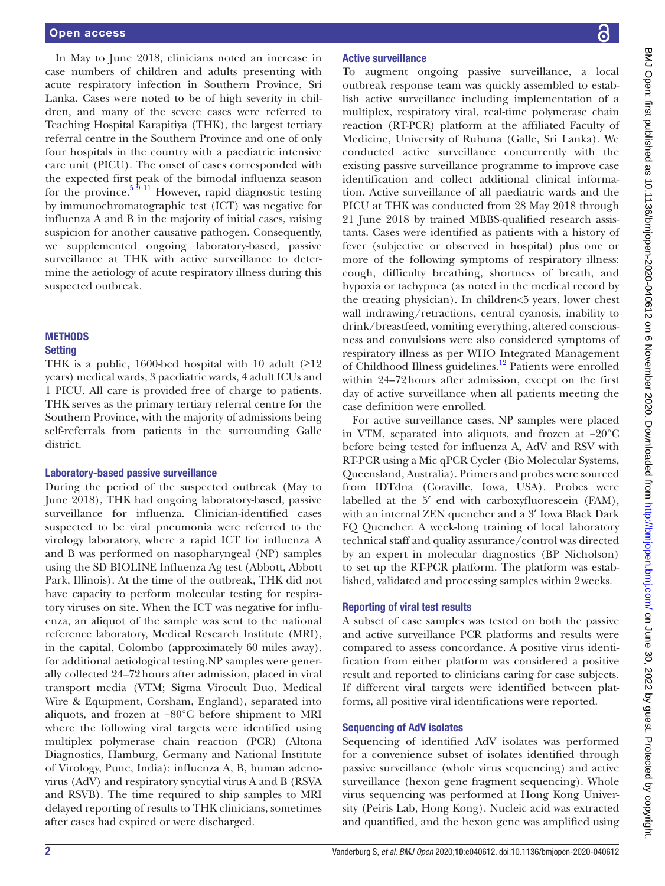In May to June 2018, clinicians noted an increase in case numbers of children and adults presenting with acute respiratory infection in Southern Province, Sri Lanka. Cases were noted to be of high severity in children, and many of the severe cases were referred to Teaching Hospital Karapitiya (THK), the largest tertiary referral centre in the Southern Province and one of only four hospitals in the country with a paediatric intensive care unit (PICU). The onset of cases corresponded with the expected first peak of the bimodal influenza season for the province.[5 9 11] However, rapid diagnostic testing by immunochromatographic test (ICT) was negative for influenza A and B in the majority of initial cases, raising suspicion for another causative pathogen. Consequently, we supplemented ongoing laboratory-based, passive surveillance at THK with active surveillance to determine the aetiology of acute respiratory illness during this suspected outbreak.

## METHODS

### Setting

THK is a public, 1600-bed hospital with 10 adult (≥12 years) medical wards, 3 paediatric wards, 4 adult ICUs and 1 PICU. All care is provided free of charge to patients. THK serves as the primary tertiary referral centre for the Southern Province, with the majority of admissions being self-referrals from patients in the surrounding Galle district.

### Laboratory-based passive surveillance

During the period of the suspected outbreak (May to June 2018), THK had ongoing laboratory-based, passive surveillance for influenza. Clinician-identified cases suspected to be viral pneumonia were referred to the virology laboratory, where a rapid ICT for influenza A and B was performed on nasopharyngeal (NP) samples using the SD BIOLINE Influenza Ag test (Abbott, Abbott Park, Illinois). At the time of the outbreak, THK did not have capacity to perform molecular testing for respiratory viruses on site. When the ICT was negative for influenza, an aliquot of the sample was sent to the national reference laboratory, Medical Research Institute (MRI), in the capital, Colombo (approximately 60 miles away), for additional aetiological testing.NP samples were generally collected 24–72 hours after admission, placed in viral transport media (VTM; Sigma Virocult Duo, Medical Wire & Equipment, Corsham, England), separated into aliquots, and frozen at −80°C before shipment to MRI where the following viral targets were identified using multiplex polymerase chain reaction (PCR) (Altona Diagnostics, Hamburg, Germany and National Institute of Virology, Pune, India): influenza A, B, human adenovirus (AdV) and respiratory syncytial virus A and B (RSVA and RSVB). The time required to ship samples to MRI delayed reporting of results to THK clinicians, sometimes after cases had expired or were discharged.

### Active surveillance

To augment ongoing passive surveillance, a local outbreak response team was quickly assembled to establish active surveillance including implementation of a multiplex, respiratory viral, real-time polymerase chain reaction (RT-PCR) platform at the affiliated Faculty of Medicine, University of Ruhuna (Galle, Sri Lanka). We conducted active surveillance concurrently with the existing passive surveillance programme to improve case identification and collect additional clinical information. Active surveillance of all paediatric wards and the PICU at THK was conducted from 28 May 2018 through 21 June 2018 by trained MBBS-qualified research assistants. Cases were identified as patients with a history of fever (subjective or observed in hospital) plus one or more of the following symptoms of respiratory illness: cough, difficulty breathing, shortness of breath, and hypoxia or tachypnea (as noted in the medical record by the treating physician). In children<5 years, lower chest wall indrawing/retractions, central cyanosis, inability to drink/breastfeed, vomiting everything, altered consciousness and convulsions were also considered symptoms of respiratory illness as per WHO Integrated Management of Childhood Illness guidelines.[12] Patients were enrolled within 24–72 hours after admission, except on the first day of active surveillance when all patients meeting the case definition were enrolled.

For active surveillance cases, NP samples were placed in VTM, separated into aliquots, and frozen at −20°C before being tested for influenza A, AdV and RSV with RT-PCR using a Mic qPCR Cycler (Bio Molecular Systems, Queensland, Australia). Primers and probes were sourced from IDTdna (Coraville, Iowa, USA). Probes were labelled at the 5′ end with carboxyfluorescein (FAM), with an internal ZEN quencher and a 3′ Iowa Black Dark FQ Quencher. A week-long training of local laboratory technical staff and quality assurance/control was directed by an expert in molecular diagnostics (BP Nicholson) to set up the RT-PCR platform. The platform was established, validated and processing samples within 2 weeks.

### Reporting of viral test results

A subset of case samples was tested on both the passive and active surveillance PCR platforms and results were compared to assess concordance. A positive virus identification from either platform was considered a positive result and reported to clinicians caring for case subjects. If different viral targets were identified between platforms, all positive viral identifications were reported.

### Sequencing of AdV isolates

Sequencing of identified AdV isolates was performed for a convenience subset of isolates identified through passive surveillance (whole virus sequencing) and active surveillance (hexon gene fragment sequencing). Whole virus sequencing was performed at Hong Kong University (Peiris Lab, Hong Kong). Nucleic acid was extracted and quantified, and the hexon gene was amplified using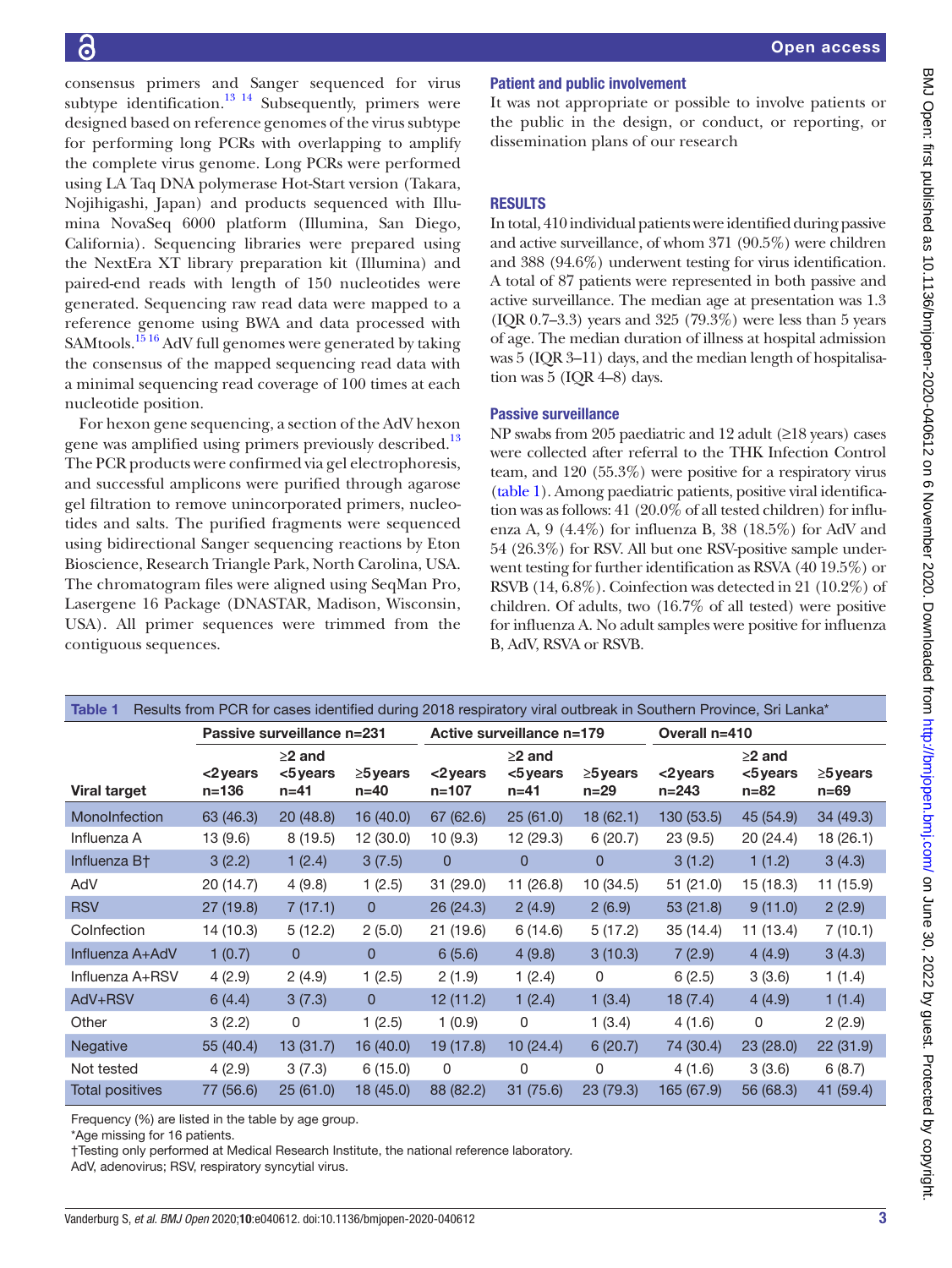consensus primers and Sanger sequenced for virus subtype identification.[13 14] Subsequently, primers were designed based on reference genomes of the virus subtype for performing long PCRs with overlapping to amplify the complete virus genome. Long PCRs were performed using LA Taq DNA polymerase Hot-Start version (Takara, Nojihigashi, Japan) and products sequenced with Illumina NovaSeq 6000 platform (Illumina, San Diego, California). Sequencing libraries were prepared using the NextEra XT library preparation kit (Illumina) and paired-end reads with length of 150 nucleotides were generated. Sequencing raw read data were mapped to a reference genome using BWA and data processed with SAMtools.[15 16] AdV full genomes were generated by taking the consensus of the mapped sequencing read data with a minimal sequencing read coverage of 100 times at each nucleotide position.

For hexon gene sequencing, a section of the AdV hexon gene was amplified using primers previously described.[13] The PCR products were confirmed via gel electrophoresis, and successful amplicons were purified through agarose gel filtration to remove unincorporated primers, nucleotides and salts. The purified fragments were sequenced using bidirectional Sanger sequencing reactions by Eton Bioscience, Research Triangle Park, North Carolina, USA. The chromatogram files were aligned using SeqMan Pro, Lasergene 16 Package (DNASTAR, Madison, Wisconsin, USA). All primer sequences were trimmed from the contiguous sequences.

### Patient and public involvement

It was not appropriate or possible to involve patients or the public in the design, or conduct, or reporting, or dissemination plans of our research

## RESULTS

In total, 410 individual patients were identified during passive and active surveillance, of whom 371 (90.5%) were children and 388 (94.6%) underwent testing for virus identification. A total of 87 patients were represented in both passive and active surveillance. The median age at presentation was 1.3 (IQR 0.7–3.3) years and 325 (79.3%) were less than 5 years of age. The median duration of illness at hospital admission was 5 (IQR 3–11) days, and the median length of hospitalisation was 5 (IQR 4–8) days.

### Passive surveillance

NP swabs from 205 paediatric and 12 adult (≥18 years) cases were collected after referral to the THK Infection Control team, and 120 (55.3%) were positive for a respiratory virus (table 1). Among paediatric patients, positive viral identification was as follows: 41 (20.0% of all tested children) for influenza A, 9 (4.4%) for influenza B, 38 (18.5%) for AdV and 54 (26.3%) for RSV. All but one RSV-positive sample underwent testing for further identification as RSVA (40 19.5%) or RSVB (14, 6.8%). Coinfection was detected in 21 (10.2%) of children. Of adults, two (16.7% of all tested) were positive for influenza A. No adult samples were positive for influenza B, AdV, RSVA or RSVB.

**Table 1** Results from PCR for cases identified during 2018 respiratory viral outbreak in Southern Province, Sri Lanka*

| | Passive surveillance n=231 | | | Active surveillance n=179 | | | Overall n=410 | | |
|---|---|---|---|---|---|---|---|---|---|
| Viral target | <2 years n=136 | ≥2 and <5 years n=41 | ≥5 years n=40 | <2 years n=107 | ≥2 and <5 years n=41 | ≥5 years n=29 | <2 years n=243 | ≥2 and <5 years n=82 | ≥5 years n=69 |
| MonoInfection | 63 (46.3) | 20 (48.8) | 16 (40.0) | 67 (62.6) | 25 (61.0) | 18 (62.1) | 130 (53.5) | 45 (54.9) | 34 (49.3) |
| Influenza A | 13 (9.6) | 8 (19.5) | 12 (30.0) | 10 (9.3) | 12 (29.3) | 6 (20.7) | 23 (9.5) | 20 (24.4) | 18 (26.1) |
| Influenza B† | 3 (2.2) | 1 (2.4) | 3 (7.5) | 0 | 0 | 0 | 3 (1.2) | 1 (1.2) | 3 (4.3) |
| AdV | 20 (14.7) | 4 (9.8) | 1 (2.5) | 31 (29.0) | 11 (26.8) | 10 (34.5) | 51 (21.0) | 15 (18.3) | 11 (15.9) |
| RSV | 27 (19.8) | 7 (17.1) | 0 | 26 (24.3) | 2 (4.9) | 2 (6.9) | 53 (21.8) | 9 (11.0) | 2 (2.9) |
| CoInfection | 14 (10.3) | 5 (12.2) | 2 (5.0) | 21 (19.6) | 6 (14.6) | 5 (17.2) | 35 (14.4) | 11 (13.4) | 7 (10.1) |
| Influenza A+AdV | 1 (0.7) | 0 | 0 | 6 (5.6) | 4 (9.8) | 3 (10.3) | 7 (2.9) | 4 (4.9) | 3 (4.3) |
| Influenza A+RSV | 4 (2.9) | 2 (4.9) | 1 (2.5) | 2 (1.9) | 1 (2.4) | 0 | 6 (2.5) | 3 (3.6) | 1 (1.4) |
| AdV+RSV | 6 (4.4) | 3 (7.3) | 0 | 12 (11.2) | 1 (2.4) | 1 (3.4) | 18 (7.4) | 4 (4.9) | 1 (1.4) |
| Other | 3 (2.2) | 0 | 1 (2.5) | 1 (0.9) | 0 | 1 (3.4) | 4 (1.6) | 0 | 2 (2.9) |
| Negative | 55 (40.4) | 13 (31.7) | 16 (40.0) | 19 (17.8) | 10 (24.4) | 6 (20.7) | 74 (30.4) | 23 (28.0) | 22 (31.9) |
| Not tested | 4 (2.9) | 3 (7.3) | 6 (15.0) | 0 | 0 | 0 | 4 (1.6) | 3 (3.6) | 6 (8.7) |
| Total positives | 77 (56.6) | 25 (61.0) | 18 (45.0) | 88 (82.2) | 31 (75.6) | 23 (79.3) | 165 (67.9) | 56 (68.3) | 41 (59.4) |

Frequency (%) are listed in the table by age group.

*Age missing for 16 patients.

†Testing only performed at Medical Research Institute, the national reference laboratory.

AdV, adenovirus; RSV, respiratory syncytial virus.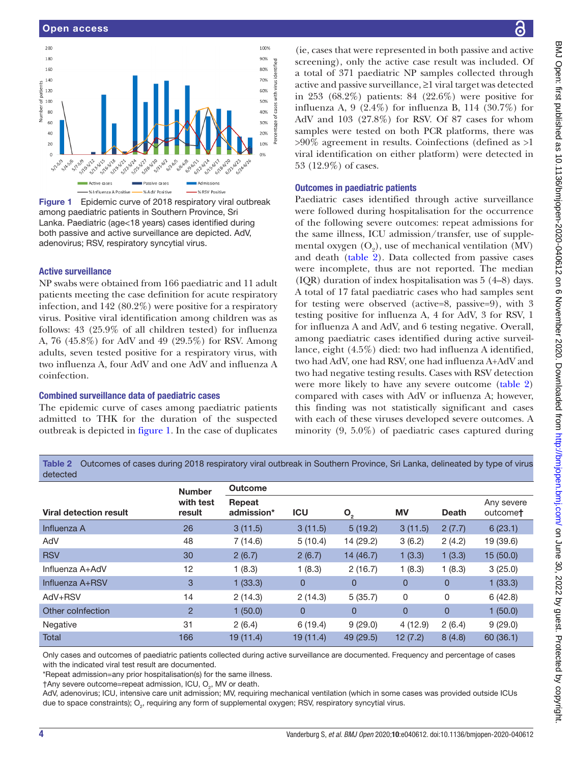Figure 1 Epidemic curve of 2018 respiratory viral outbreak among paediatric patients in Southern Province, Sri Lanka. Paediatric (age<18 years) cases identified during both passive and active surveillance are depicted. AdV, adenovirus; RSV, respiratory syncytial virus.

### Active surveillance

NP swabs were obtained from 166 paediatric and 11 adult patients meeting the case definition for acute respiratory infection, and 142 (80.2%) were positive for a respiratory virus. Positive viral identification among children was as follows: 43 (25.9% of all children tested) for influenza A, 76 (45.8%) for AdV and 49 (29.5%) for RSV. Among adults, seven tested positive for a respiratory virus, with two influenza A, four AdV and one AdV and influenza A coinfection.

### Combined surveillance data of paediatric cases

The epidemic curve of cases among paediatric patients admitted to THK for the duration of the suspected outbreak is depicted in figure 1. In the case of duplicates (ie, cases that were represented in both passive and active screening), only the active case result was included. Of a total of 371 paediatric NP samples collected through active and passive surveillance, ≥1 viral target was detected in 253 (68.2%) patients: 84 (22.6%) were positive for influenza A, 9 (2.4%) for influenza B, 114 (30.7%) for AdV and 103 (27.8%) for RSV. Of 87 cases for whom samples were tested on both PCR platforms, there was >90% agreement in results. Coinfections (defined as >1 viral identification on either platform) were detected in 53 (12.9%) of cases.

### Outcomes in paediatric patients

Paediatric cases identified through active surveillance were followed during hospitalisation for the occurrence of the following severe outcomes: repeat admissions for the same illness, ICU admission/transfer, use of supplemental oxygen ($O_2$), use of mechanical ventilation (MV) and death (table 2). Data collected from passive cases were incomplete, thus are not reported. The median (IQR) duration of index hospitalisation was 5 (4–8) days. A total of 17 fatal paediatric cases who had samples sent for testing were observed (active=8, passive=9), with 3 testing positive for influenza A, 4 for AdV, 3 for RSV, 1 for influenza A and AdV, and 6 testing negative. Overall, among paediatric cases identified during active surveillance, eight (4.5%) died: two had influenza A identified, two had AdV, one had RSV, one had influenza A+AdV and two had negative testing results. Cases with RSV detection were more likely to have any severe outcome (table 2) compared with cases with AdV or influenza A; however, this finding was not statistically significant and cases with each of these viruses developed severe outcomes. A minority (9, 5.0%) of paediatric cases captured during

**Table 2** Outcomes of cases during 2018 respiratory viral outbreak in Southern Province, Sri Lanka, delineated by type of virus detected

| Viral detection result | Number with test result | Outcome | | | | | |
|---|---|---|---|---|---|---|---|
| | | Repeat admission* | ICU | $O_2$ | MV | Death | Any severe outcome† |
| Influenza A | 26 | 3 (11.5) | 3 (11.5) | 5 (19.2) | 3 (11.5) | 2 (7.7) | 6 (23.1) |
| AdV | 48 | 7 (14.6) | 5 (10.4) | 14 (29.2) | 3 (6.2) | 2 (4.2) | 19 (39.6) |
| RSV | 30 | 2 (6.7) | 2 (6.7) | 14 (46.7) | 1 (3.3) | 1 (3.3) | 15 (50.0) |
| Influenza A+AdV | 12 | 1 (8.3) | 1 (8.3) | 2 (16.7) | 1 (8.3) | 1 (8.3) | 3 (25.0) |
| Influenza A+RSV | 3 | 1 (33.3) | 0 | 0 | 0 | 0 | 1 (33.3) |
| AdV+RSV | 14 | 2 (14.3) | 2 (14.3) | 5 (35.7) | 0 | 0 | 6 (42.8) |
| Other coInfection | 2 | 1 (50.0) | 0 | 0 | 0 | 0 | 1 (50.0) |
| Negative | 31 | 2 (6.4) | 6 (19.4) | 9 (29.0) | 4 (12.9) | 2 (6.4) | 9 (29.0) |
| Total | 166 | 19 (11.4) | 19 (11.4) | 49 (29.5) | 12 (7.2) | 8 (4.8) | 60 (36.1) |

Only cases and outcomes of paediatric patients collected during active surveillance are documented. Frequency and percentage of cases with the indicated viral test result are documented.

*Repeat admission=any prior hospitalisation(s) for the same illness.

†Any severe outcome=repeat admission, ICU, $O_2$, MV or death.

AdV, adenovirus; ICU, intensive care unit admission; MV, requiring mechanical ventilation (which in some cases was provided outside ICUs due to space constraints); $O_2$, requiring any form of supplemental oxygen; RSV, respiratory syncytial virus.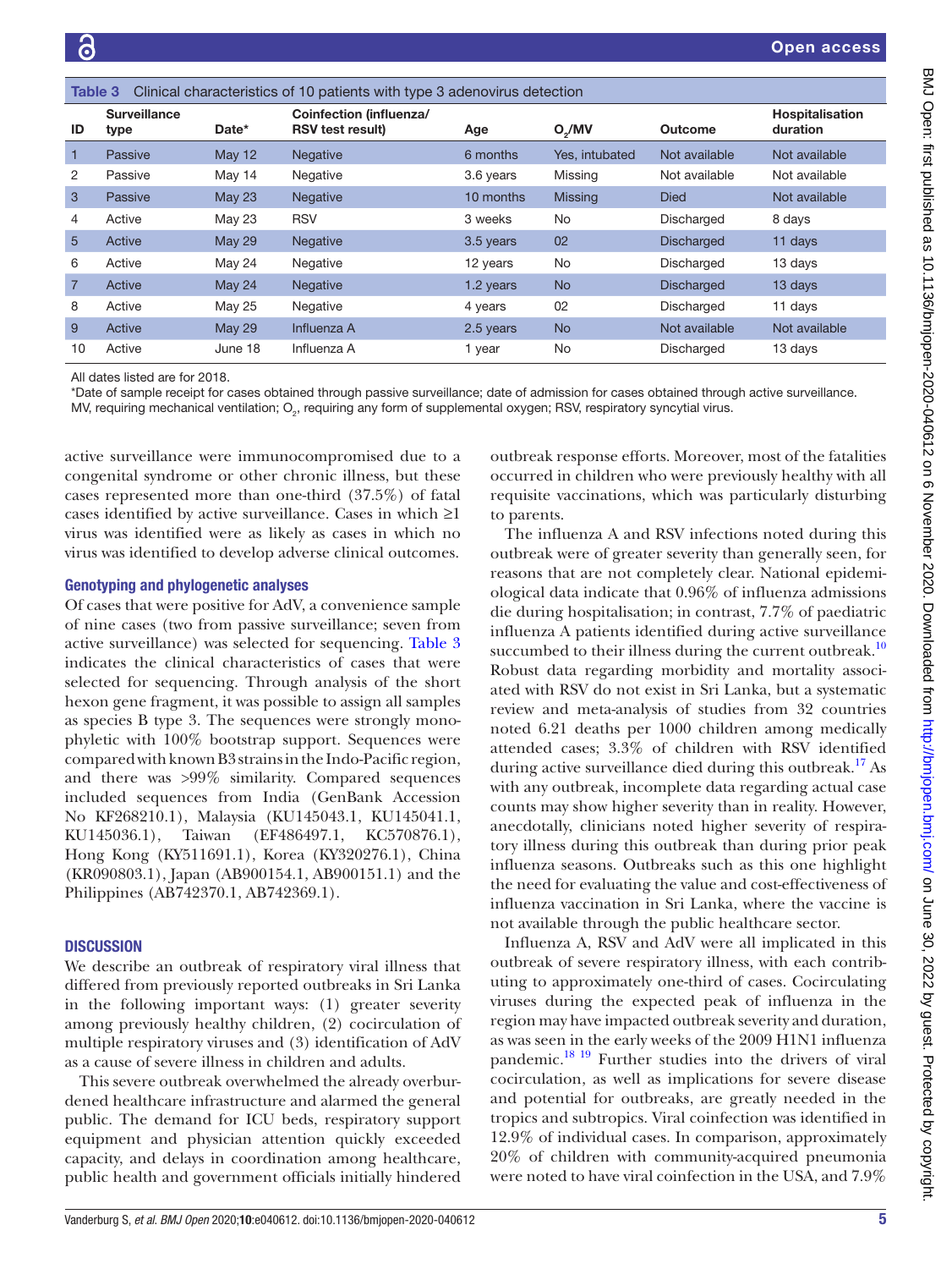**Table 3** Clinical characteristics of 10 patients with type 3 adenovirus detection

| ID | Surveillance type | Date* | Coinfection (influenza/ RSV test result) | Age | $O_2$/MV | Outcome | Hospitalisation duration |
|---|---|---|---|---|---|---|---|
| 1 | Passive | May 12 | Negative | 6 months | Yes, intubated | Not available | Not available |
| 2 | Passive | May 14 | Negative | 3.6 years | Missing | Not available | Not available |
| 3 | Passive | May 23 | Negative | 10 months | Missing | Died | Not available |
| 4 | Active | May 23 | RSV | 3 weeks | No | Discharged | 8 days |
| 5 | Active | May 29 | Negative | 3.5 years | 02 | Discharged | 11 days |
| 6 | Active | May 24 | Negative | 12 years | No | Discharged | 13 days |
| 7 | Active | May 24 | Negative | 1.2 years | No | Discharged | 13 days |
| 8 | Active | May 25 | Negative | 4 years | 02 | Discharged | 11 days |
| 9 | Active | May 29 | Influenza A | 2.5 years | No | Not available | Not available |
| 10 | Active | June 18 | Influenza A | 1 year | No | Discharged | 13 days |

All dates listed are for 2018.

*Date of sample receipt for cases obtained through passive surveillance; date of admission for cases obtained through active surveillance.

MV, requiring mechanical ventilation; $O_2$, requiring any form of supplemental oxygen; RSV, respiratory syncytial virus.

active surveillance were immunocompromised due to a congenital syndrome or other chronic illness, but these cases represented more than one-third (37.5%) of fatal cases identified by active surveillance. Cases in which ≥1 virus was identified were as likely as cases in which no virus was identified to develop adverse clinical outcomes.

### Genotyping and phylogenetic analyses

Of cases that were positive for AdV, a convenience sample of nine cases (two from passive surveillance; seven from active surveillance) was selected for sequencing. Table 3 indicates the clinical characteristics of cases that were selected for sequencing. Through analysis of the short hexon gene fragment, it was possible to assign all samples as species B type 3. The sequences were strongly monophyletic with 100% bootstrap support. Sequences were compared with known B3 strains in the Indo-Pacific region, and there was >99% similarity. Compared sequences included sequences from India (GenBank Accession No KF268210.1), Malaysia (KU145043.1, KU145041.1, KU145036.1), Taiwan (EF486497.1, KC570876.1), Hong Kong (KY511691.1), Korea (KY320276.1), China (KR090803.1), Japan (AB900154.1, AB900151.1) and the Philippines (AB742370.1, AB742369.1).

## DISCUSSION

We describe an outbreak of respiratory viral illness that differed from previously reported outbreaks in Sri Lanka in the following important ways: (1) greater severity among previously healthy children, (2) cocirculation of multiple respiratory viruses and (3) identification of AdV as a cause of severe illness in children and adults.

This severe outbreak overwhelmed the already overburdened healthcare infrastructure and alarmed the general public. The demand for ICU beds, respiratory support equipment and physician attention quickly exceeded capacity, and delays in coordination among healthcare, public health and government officials initially hindered outbreak response efforts. Moreover, most of the fatalities occurred in children who were previously healthy with all requisite vaccinations, which was particularly disturbing to parents.

The influenza A and RSV infections noted during this outbreak were of greater severity than generally seen, for reasons that are not completely clear. National epidemiological data indicate that 0.96% of influenza admissions die during hospitalisation; in contrast, 7.7% of paediatric influenza A patients identified during active surveillance succumbed to their illness during the current outbreak.[10] Robust data regarding morbidity and mortality associated with RSV do not exist in Sri Lanka, but a systematic review and meta-analysis of studies from 32 countries noted 6.21 deaths per 1000 children among medically attended cases; 3.3% of children with RSV identified during active surveillance died during this outbreak.[17] As with any outbreak, incomplete data regarding actual case counts may show higher severity than in reality. However, anecdotally, clinicians noted higher severity of respiratory illness during this outbreak than during prior peak influenza seasons. Outbreaks such as this one highlight the need for evaluating the value and cost-effectiveness of influenza vaccination in Sri Lanka, where the vaccine is not available through the public healthcare sector.

Influenza A, RSV and AdV were all implicated in this outbreak of severe respiratory illness, with each contributing to approximately one-third of cases. Cocirculating viruses during the expected peak of influenza in the region may have impacted outbreak severity and duration, as was seen in the early weeks of the 2009 H1N1 influenza pandemic.[18 19] Further studies into the drivers of viral cocirculation, as well as implications for severe disease and potential for outbreaks, are greatly needed in the tropics and subtropics. Viral coinfection was identified in 12.9% of individual cases. In comparison, approximately 20% of children with community-acquired pneumonia were noted to have viral coinfection in the USA, and 7.9%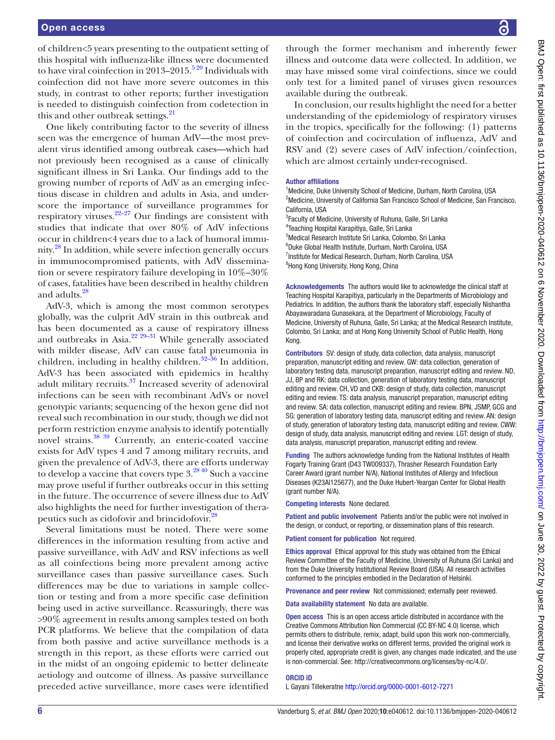of children<5 years presenting to the outpatient setting of this hospital with influenza-like illness were documented to have viral coinfection in 2013–2015.[5 20] Individuals with coinfection did not have more severe outcomes in this study, in contrast to other reports; further investigation is needed to distinguish coinfection from codetection in this and other outbreak settings.[21]

One likely contributing factor to the severity of illness seen was the emergence of human AdV—the most prevalent virus identified among outbreak cases—which had not previously been recognised as a cause of clinically significant illness in Sri Lanka. Our findings add to the growing number of reports of AdV as an emerging infectious disease in children and adults in Asia, and underscore the importance of surveillance programmes for respiratory viruses.[22–27] Our findings are consistent with studies that indicate that over 80% of AdV infections occur in children<4 years due to a lack of humoral immunity.[28] In addition, while severe infection generally occurs in immunocompromised patients, with AdV dissemination or severe respiratory failure developing in 10%–30% of cases, fatalities have been described in healthy children and adults.[28]

AdV-3, which is among the most common serotypes globally, was the culprit AdV strain in this outbreak and has been documented as a cause of respiratory illness and outbreaks in Asia.[22 29–31] While generally associated with milder disease, AdV can cause fatal pneumonia in children, including in healthy children.[32–36] In addition, AdV-3 has been associated with epidemics in healthy adult military recruits.[37] Increased severity of adenoviral infections can be seen with recombinant AdVs or novel genotypic variants; sequencing of the hexon gene did not reveal such recombination in our study, though we did not perform restriction enzyme analysis to identify potentially novel strains.[38 39] Currently, an enteric-coated vaccine exists for AdV types 4 and 7 among military recruits, and given the prevalence of AdV-3, there are efforts underway to develop a vaccine that covers type 3.[28 40] Such a vaccine may prove useful if further outbreaks occur in this setting in the future. The occurrence of severe illness due to AdV also highlights the need for further investigation of therapeutics such as cidofovir and brincidofovir.[28]

Several limitations must be noted. There were some differences in the information resulting from active and passive surveillance, with AdV and RSV infections as well as all coinfections being more prevalent among active surveillance cases than passive surveillance cases. Such differences may be due to variations in sample collection or testing and from a more specific case definition being used in active surveillance. Reassuringly, there was >90% agreement in results among samples tested on both PCR platforms. We believe that the compilation of data from both passive and active surveillance methods is a strength in this report, as these efforts were carried out in the midst of an ongoing epidemic to better delineate aetiology and outcome of illness. As passive surveillance preceded active surveillance, more cases were identified through the former mechanism and inherently fewer illness and outcome data were collected. In addition, we may have missed some viral coinfections, since we could only test for a limited panel of viruses given resources available during the outbreak.

In conclusion, our results highlight the need for a better understanding of the epidemiology of respiratory viruses in the tropics, specifically for the following: (1) patterns of coinfection and cocirculation of influenza, AdV and RSV and (2) severe cases of AdV infection/coinfection, which are almost certainly under-recognised.

#### Author affiliations

[1]Medicine, Duke University School of Medicine, Durham, North Carolina, USA
[2]Medicine, University of California San Francisco School of Medicine, San Francisco, California, USA
[3]Faculty of Medicine, University of Ruhuna, Galle, Sri Lanka
[4]Teaching Hospital Karapitiya, Galle, Sri Lanka
[5]Medical Research Institute Sri Lanka, Colombo, Sri Lanka
[6]Duke Global Health Institute, Durham, North Carolina, USA
[7]Institute for Medical Research, Durham, North Carolina, USA
[8]Hong Kong University, Hong Kong, China

**Acknowledgements** The authors would like to acknowledge the clinical staff at Teaching Hospital Karapitiya, particularly in the Departments of Microbiology and Pediatrics. In addition, the authors thank the laboratory staff, especially Nishantha Abayawaradana Gunasekara, at the Department of Microbiology, Faculty of Medicine, University of Ruhuna, Galle, Sri Lanka; at the Medical Research Institute, Colombo, Sri Lanka; and at Hong Kong University School of Public Health, Hong Kong.

**Contributors** SV: design of study, data collection, data analysis, manuscript preparation, manuscript editing and review. GW: data collection, generation of laboratory testing data, manuscript preparation, manuscript editing and review. ND, JJ, BP and RK: data collection, generation of laboratory testing data, manuscript editing and review. CH, VD and CKB: design of study, data collection, manuscript editing and review. TS: data analysis, manuscript preparation, manuscript editing and review. SA: data collection, manuscript editing and review. BPN, JSMP, GCG and SG: generation of laboratory testing data, manuscript editing and review. AN: design of study, generation of laboratory testing data, manuscript editing and review. CWW: design of study, data analysis, manuscript editing and review. LGT: design of study, data analysis, manuscript preparation, manuscript editing and review.

**Funding** The authors acknowledge funding from the National Institutes of Health Fogarty Training Grant (D43 TW009337), Thrasher Research Foundation Early Career Award (grant number N/A), National Institutes of Allergy and Infectious Diseases (K23AI125677), and the Duke Hubert-Yeargan Center for Global Health (grant number N/A).

**Competing interests** None declared.

**Patient and public involvement** Patients and/or the public were not involved in the design, or conduct, or reporting, or dissemination plans of this research.

**Patient consent for publication** Not required.

**Ethics approval** Ethical approval for this study was obtained from the Ethical Review Committee of the Faculty of Medicine, University of Ruhuna (Sri Lanka) and from the Duke University Institutional Review Board (USA). All research activities conformed to the principles embodied in the Declaration of Helsinki.

**Provenance and peer review** Not commissioned; externally peer reviewed.

**Data availability statement** No data are available.

**Open access** This is an open access article distributed in accordance with the Creative Commons Attribution Non Commercial (CC BY-NC 4.0) license, which permits others to distribute, remix, adapt, build upon this work non-commercially, and license their derivative works on different terms, provided the original work is properly cited, appropriate credit is given, any changes made indicated, and the use is non-commercial. See: http://creativecommons.org/licenses/by-nc/4.0/.

#### ORCID iD

L Gayani Tillekeratne http://orcid.org/0000-0001-6012-7271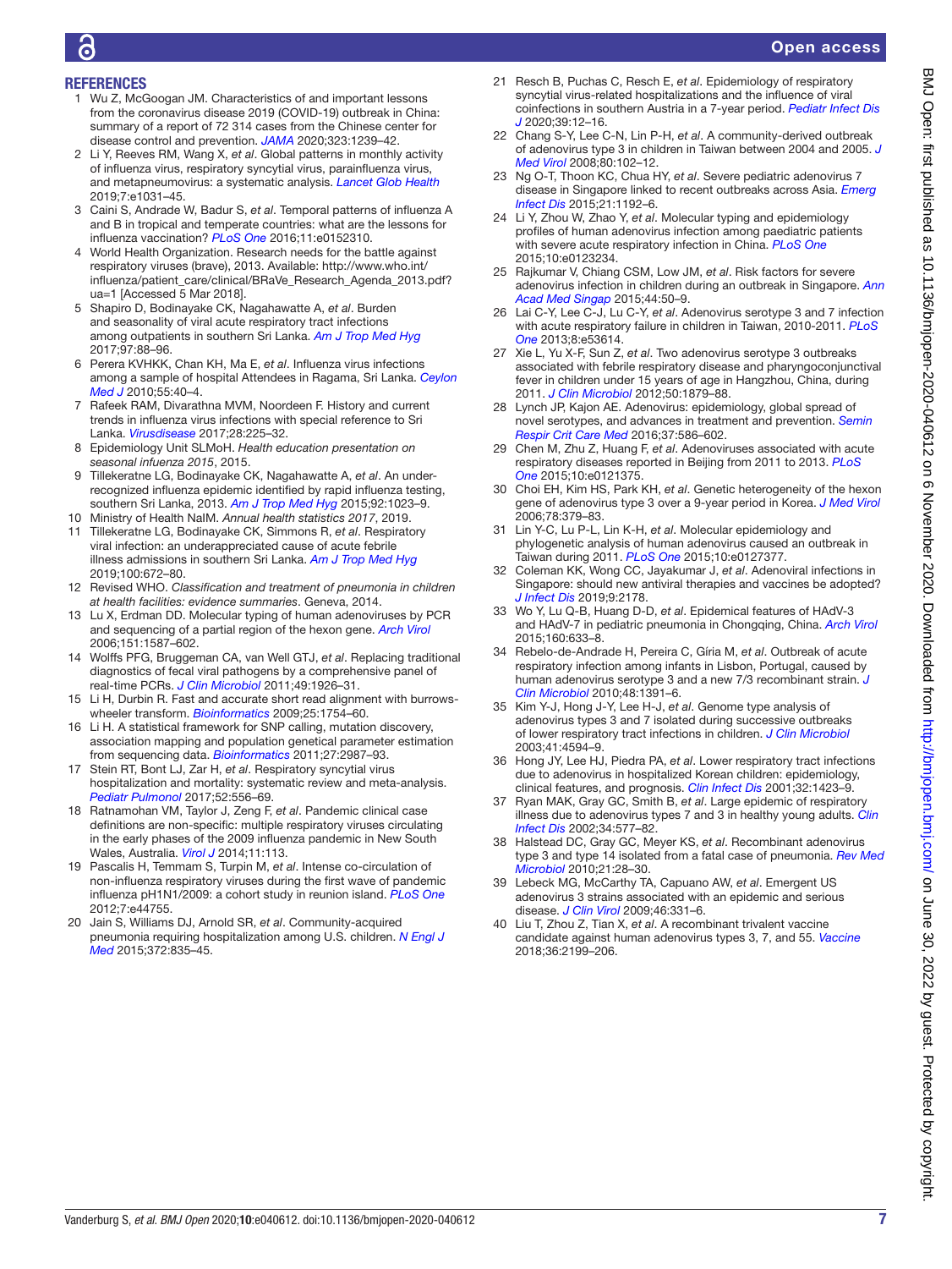## REFERENCES

1. Wu Z, McGoogan JM. Characteristics of and important lessons from the coronavirus disease 2019 (COVID-19) outbreak in China: summary of a report of 72 314 cases from the Chinese center for disease control and prevention. *JAMA* 2020;323:1239–42.
2. Li Y, Reeves RM, Wang X, *et al*. Global patterns in monthly activity of influenza virus, respiratory syncytial virus, parainfluenza virus, and metapneumovirus: a systematic analysis. *Lancet Glob Health* 2019;7:e1031–45.
3. Caini S, Andrade W, Badur S, *et al*. Temporal patterns of influenza A and B in tropical and temperate countries: what are the lessons for influenza vaccination? *PLoS One* 2016;11:e0152310.
4. World Health Organization. Research needs for the battle against respiratory viruses (brave), 2013. Available: http://www.who.int/influenza/patient_care/clinical/BRaVe_Research_Agenda_2013.pdf?ua=1 [Accessed 5 Mar 2018].
5. Shapiro D, Bodinayake CK, Nagahawatte A, *et al*. Burden and seasonality of viral acute respiratory tract infections among outpatients in southern Sri Lanka. *Am J Trop Med Hyg* 2017;97:88–96.
6. Perera KVHKK, Chan KH, Ma E, *et al*. Influenza virus infections among a sample of hospital Attendees in Ragama, Sri Lanka. *Ceylon Med J* 2010;55:40–4.
7. Rafeek RAM, Divarathna MVM, Noordeen F. History and current trends in influenza virus infections with special reference to Sri Lanka. *Virusdisease* 2017;28:225–32.
8. Epidemiology Unit SLMoH. *Health education presentation on seasonal infuenza 2015*, 2015.
9. Tillekeratne LG, Bodinayake CK, Nagahawatte A, *et al*. An under-recognized influenza epidemic identified by rapid influenza testing, southern Sri Lanka, 2013. *Am J Trop Med Hyg* 2015;92:1023–9.
10. Ministry of Health NaIM. *Annual health statistics 2017*, 2019.
11. Tillekeratne LG, Bodinayake CK, Simmons R, *et al*. Respiratory viral infection: an underappreciated cause of acute febrile illness admissions in southern Sri Lanka. *Am J Trop Med Hyg* 2019;100:672–80.
12. Revised WHO. *Classification and treatment of pneumonia in children at health facilities: evidence summaries*. Geneva, 2014.
13. Lu X, Erdman DD. Molecular typing of human adenoviruses by PCR and sequencing of a partial region of the hexon gene. *Arch Virol* 2006;151:1587–602.
14. Wolffs PFG, Bruggeman CA, van Well GTJ, *et al*. Replacing traditional diagnostics of fecal viral pathogens by a comprehensive panel of real-time PCRs. *J Clin Microbiol* 2011;49:1926–31.
15. Li H, Durbin R. Fast and accurate short read alignment with burrows-wheeler transform. *Bioinformatics* 2009;25:1754–60.
16. Li H. A statistical framework for SNP calling, mutation discovery, association mapping and population genetical parameter estimation from sequencing data. *Bioinformatics* 2011;27:2987–93.
17. Stein RT, Bont LJ, Zar H, *et al*. Respiratory syncytial virus hospitalization and mortality: systematic review and meta-analysis. *Pediatr Pulmonol* 2017;52:556–69.
18. Ratnamohan VM, Taylor J, Zeng F, *et al*. Pandemic clinical case definitions are non-specific: multiple respiratory viruses circulating in the early phases of the 2009 influenza pandemic in New South Wales, Australia. *Virol J* 2014;11:113.
19. Pascalis H, Temmam S, Turpin M, *et al*. Intense co-circulation of non-influenza respiratory viruses during the first wave of pandemic influenza pH1N1/2009: a cohort study in reunion island. *PLoS One* 2012;7:e44755.
20. Jain S, Williams DJ, Arnold SR, *et al*. Community-acquired pneumonia requiring hospitalization among U.S. children. *N Engl J Med* 2015;372:835–45.
21. Resch B, Puchas C, Resch E, *et al*. Epidemiology of respiratory syncytial virus-related hospitalizations and the influence of viral coinfections in southern Austria in a 7-year period. *Pediatr Infect Dis J* 2020;39:12–16.
22. Chang S-Y, Lee C-N, Lin P-H, *et al*. A community-derived outbreak of adenovirus type 3 in children in Taiwan between 2004 and 2005. *J Med Virol* 2008;80:102–12.
23. Ng O-T, Thoon KC, Chua HY, *et al*. Severe pediatric adenovirus 7 disease in Singapore linked to recent outbreaks across Asia. *Emerg Infect Dis* 2015;21:1192–6.
24. Li Y, Zhou W, Zhao Y, *et al*. Molecular typing and epidemiology profiles of human adenovirus infection among paediatric patients with severe acute respiratory infection in China. *PLoS One* 2015;10:e0123234.
25. Rajkumar V, Chiang CSM, Low JM, *et al*. Risk factors for severe adenovirus infection in children during an outbreak in Singapore. *Ann Acad Med Singap* 2015;44:50–9.
26. Lai C-Y, Lee C-J, Lu C-Y, *et al*. Adenovirus serotype 3 and 7 infection with acute respiratory failure in children in Taiwan, 2010-2011. *PLoS One* 2013;8:e53614.
27. Xie L, Yu X-F, Sun Z, *et al*. Two adenovirus serotype 3 outbreaks associated with febrile respiratory disease and pharyngoconjunctival fever in children under 15 years of age in Hangzhou, China, during 2011. *J Clin Microbiol* 2012;50:1879–88.
28. Lynch JP, Kajon AE. Adenovirus: epidemiology, global spread of novel serotypes, and advances in treatment and prevention. *Semin Respir Crit Care Med* 2016;37:586–602.
29. Chen M, Zhu Z, Huang F, *et al*. Adenoviruses associated with acute respiratory diseases reported in Beijing from 2011 to 2013. *PLoS One* 2015;10:e0121375.
30. Choi EH, Kim HS, Park KH, *et al*. Genetic heterogeneity of the hexon gene of adenovirus type 3 over a 9-year period in Korea. *J Med Virol* 2006;78:379–83.
31. Lin Y-C, Lu P-L, Lin K-H, *et al*. Molecular epidemiology and phylogenetic analysis of human adenovirus caused an outbreak in Taiwan during 2011. *PLoS One* 2015;10:e0127377.
32. Coleman KK, Wong CC, Jayakumar J, *et al*. Adenoviral infections in Singapore: should new antiviral therapies and vaccines be adopted? *J Infect Dis* 2019;9:2178.
33. Wo Y, Lu Q-B, Huang D-D, *et al*. Epidemical features of HAdV-3 and HAdV-7 in pediatric pneumonia in Chongqing, China. *Arch Virol* 2015;160:633–8.
34. Rebelo-de-Andrade H, Pereira C, Gíria M, *et al*. Outbreak of acute respiratory infection among infants in Lisbon, Portugal, caused by human adenovirus serotype 3 and a new 7/3 recombinant strain. *J Clin Microbiol* 2010;48:1391–6.
35. Kim Y-J, Hong J-Y, Lee H-J, *et al*. Genome type analysis of adenovirus types 3 and 7 isolated during successive outbreaks of lower respiratory tract infections in children. *J Clin Microbiol* 2003;41:4594–9.
36. Hong JY, Lee HJ, Piedra PA, *et al*. Lower respiratory tract infections due to adenovirus in hospitalized Korean children: epidemiology, clinical features, and prognosis. *Clin Infect Dis* 2001;32:1423–9.
37. Ryan MAK, Gray GC, Smith B, *et al*. Large epidemic of respiratory illness due to adenovirus types 7 and 3 in healthy young adults. *Clin Infect Dis* 2002;34:577–82.
38. Halstead DC, Gray GC, Meyer KS, *et al*. Recombinant adenovirus type 3 and type 14 isolated from a fatal case of pneumonia. *Rev Med Microbiol* 2010;21:28–30.
39. Lebeck MG, McCarthy TA, Capuano AW, *et al*. Emergent US adenovirus 3 strains associated with an epidemic and serious disease. *J Clin Virol* 2009;46:331–6.
40. Liu T, Zhou Z, Tian X, *et al*. A recombinant trivalent vaccine candidate against human adenovirus types 3, 7, and 55. *Vaccine* 2018;36:2199–206.